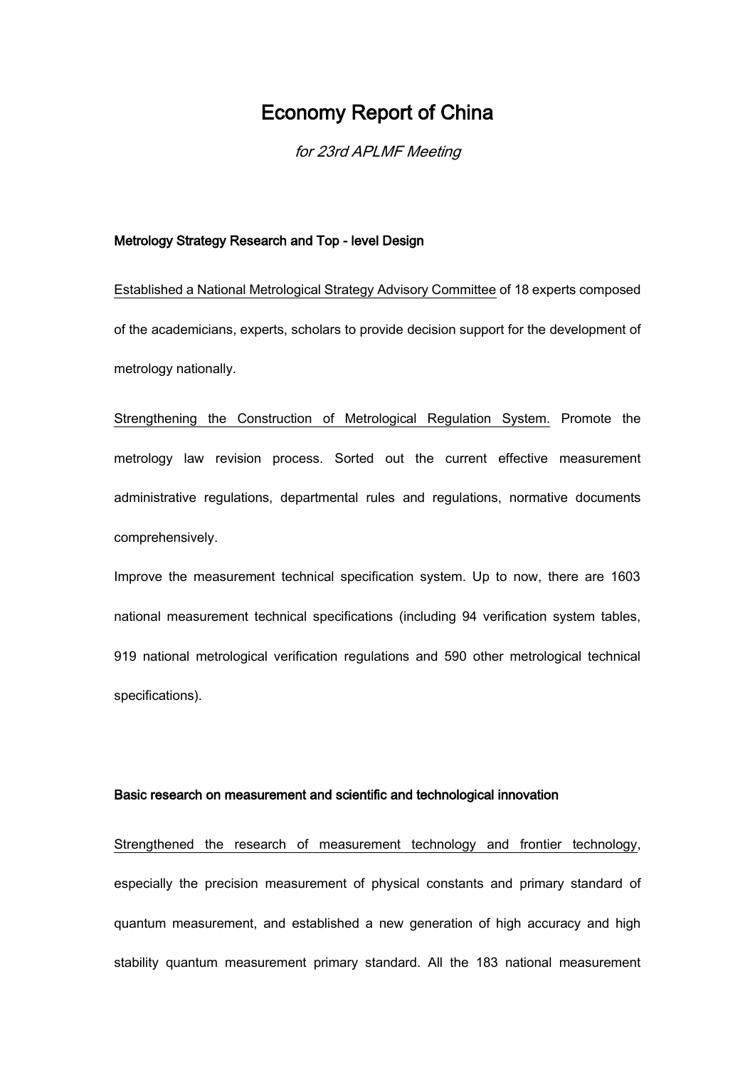# Economy Report of China

*for 23rd APLMF Meeting*

**Metrology Strategy Research and Top - level Design**

Established a National Metrological Strategy Advisory Committee of 18 experts composed of the academicians, experts, scholars to provide decision support for the development of metrology nationally.

Strengthening the Construction of Metrological Regulation System. Promote the metrology law revision process. Sorted out the current effective measurement administrative regulations, departmental rules and regulations, normative documents comprehensively.

Improve the measurement technical specification system. Up to now, there are 1603 national measurement technical specifications (including 94 verification system tables, 919 national metrological verification regulations and 590 other metrological technical specifications).

**Basic research on measurement and scientific and technological innovation**

Strengthened the research of measurement technology and frontier technology, especially the precision measurement of physical constants and primary standard of quantum measurement, and established a new generation of high accuracy and high stability quantum measurement primary standard. All the 183 national measurement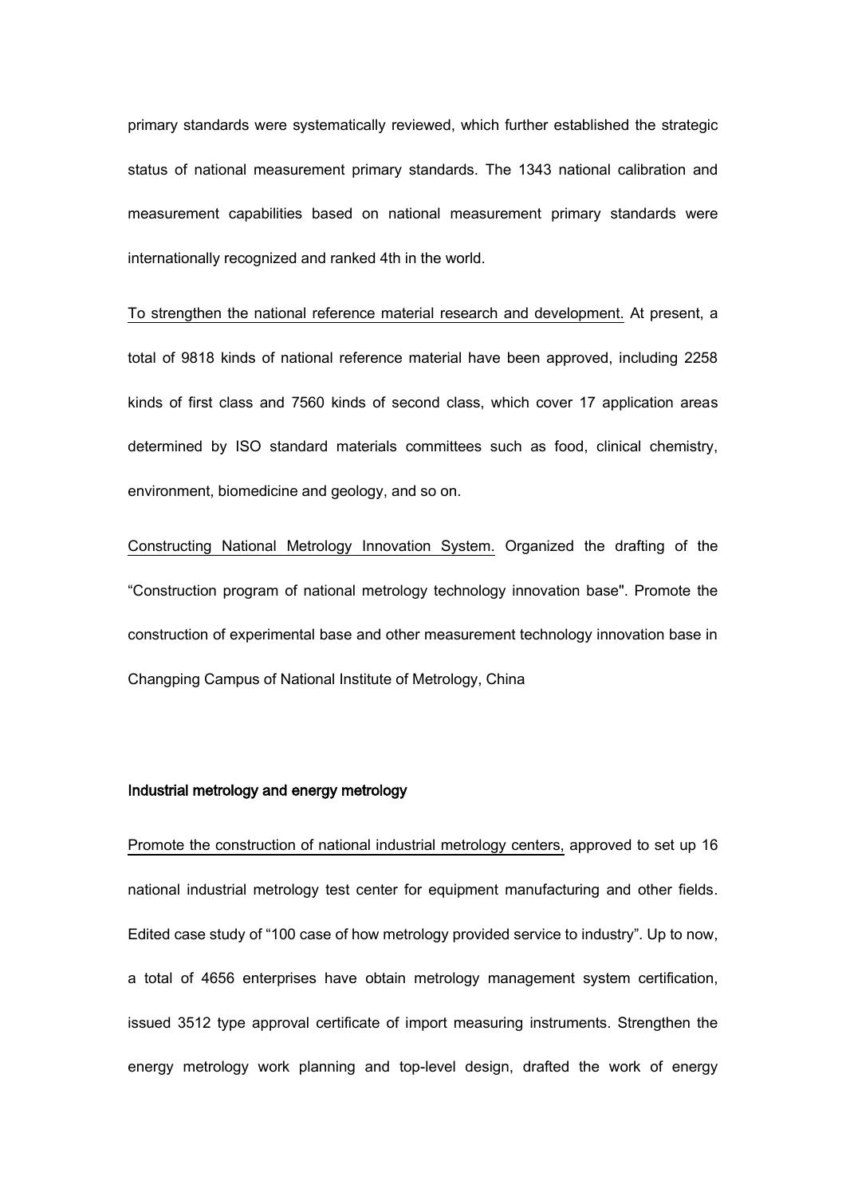primary standards were systematically reviewed, which further established the strategic status of national measurement primary standards. The 1343 national calibration and measurement capabilities based on national measurement primary standards were internationally recognized and ranked 4th in the world.

To strengthen the national reference material research and development. At present, a total of 9818 kinds of national reference material have been approved, including 2258 kinds of first class and 7560 kinds of second class, which cover 17 application areas determined by ISO standard materials committees such as food, clinical chemistry, environment, biomedicine and geology, and so on.

Constructing National Metrology Innovation System. Organized the drafting of the “Construction program of national metrology technology innovation base". Promote the construction of experimental base and other measurement technology innovation base in Changping Campus of National Institute of Metrology, China

**Industrial metrology and energy metrology**

Promote the construction of national industrial metrology centers, approved to set up 16 national industrial metrology test center for equipment manufacturing and other fields. Edited case study of “100 case of how metrology provided service to industry”. Up to now, a total of 4656 enterprises have obtain metrology management system certification, issued 3512 type approval certificate of import measuring instruments. Strengthen the energy metrology work planning and top-level design, drafted the work of energy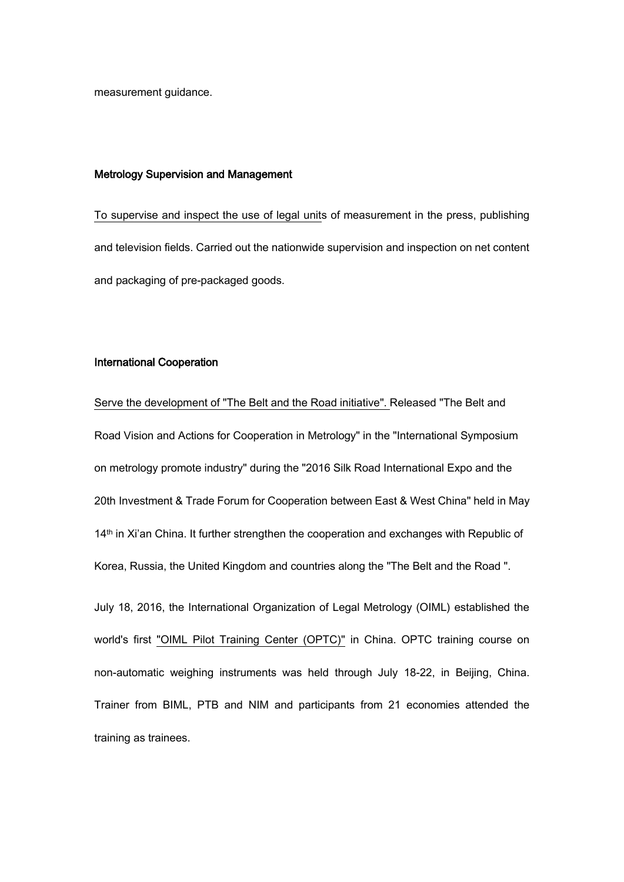measurement guidance.

### Metrology Supervision and Management

To supervise and inspect the use of legal units of measurement in the press, publishing and television fields. Carried out the nationwide supervision and inspection on net content and packaging of pre-packaged goods.

### International Cooperation

Serve the development of "The Belt and the Road initiative". Released "The Belt and Road Vision and Actions for Cooperation in Metrology" in the "International Symposium on metrology promote industry" during the "2016 Silk Road International Expo and the 20th Investment & Trade Forum for Cooperation between East & West China" held in May 14th in Xi'an China. It further strengthen the cooperation and exchanges with Republic of Korea, Russia, the United Kingdom and countries along the "The Belt and the Road ".

July 18, 2016, the International Organization of Legal Metrology (OIML) established the world's first "OIML Pilot Training Center (OPTC)" in China. OPTC training course on non-automatic weighing instruments was held through July 18-22, in Beijing, China. Trainer from BIML, PTB and NIM and participants from 21 economies attended the training as trainees.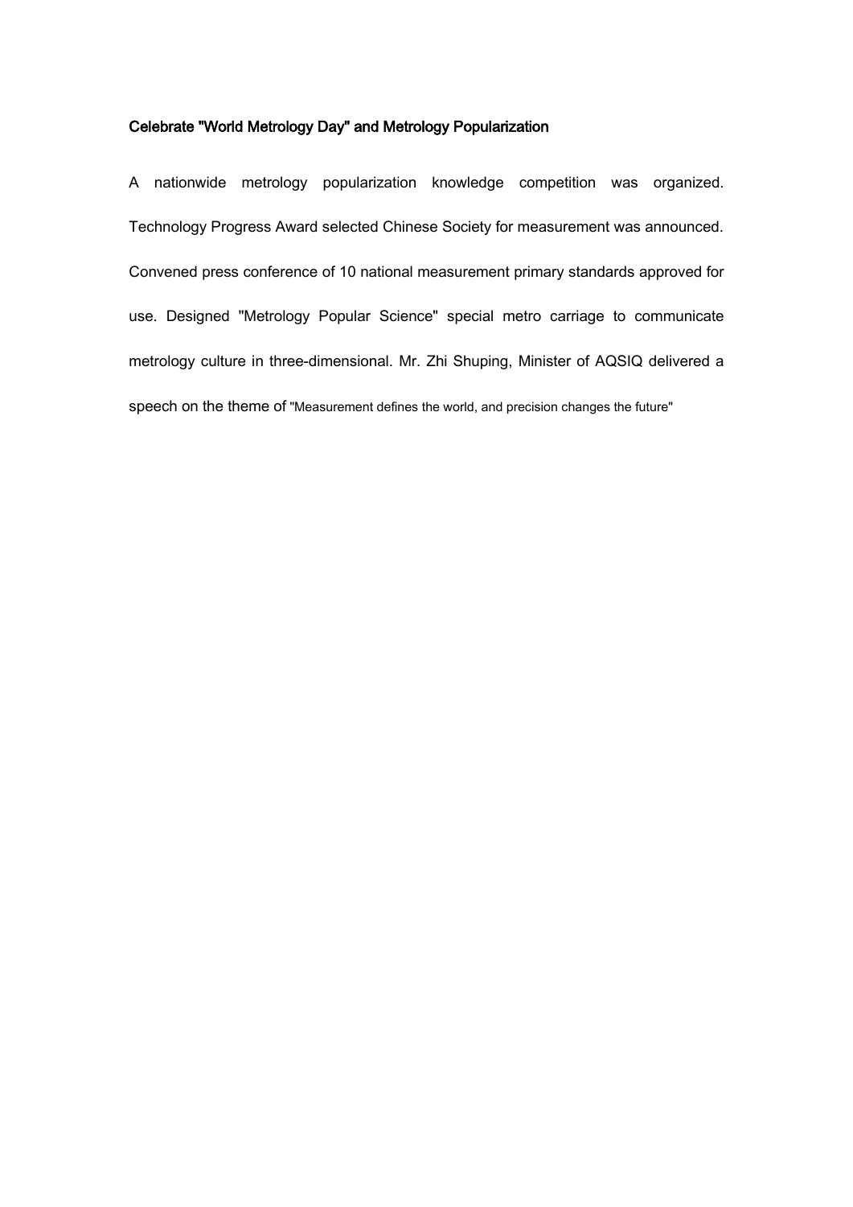## Celebrate "World Metrology Day" and Metrology Popularization

A nationwide metrology popularization knowledge competition was organized. Technology Progress Award selected Chinese Society for measurement was announced. Convened press conference of 10 national measurement primary standards approved for use. Designed "Metrology Popular Science" special metro carriage to communicate metrology culture in three-dimensional. Mr. Zhi Shuping, Minister of AQSIQ delivered a speech on the theme of "Measurement defines the world, and precision changes the future"